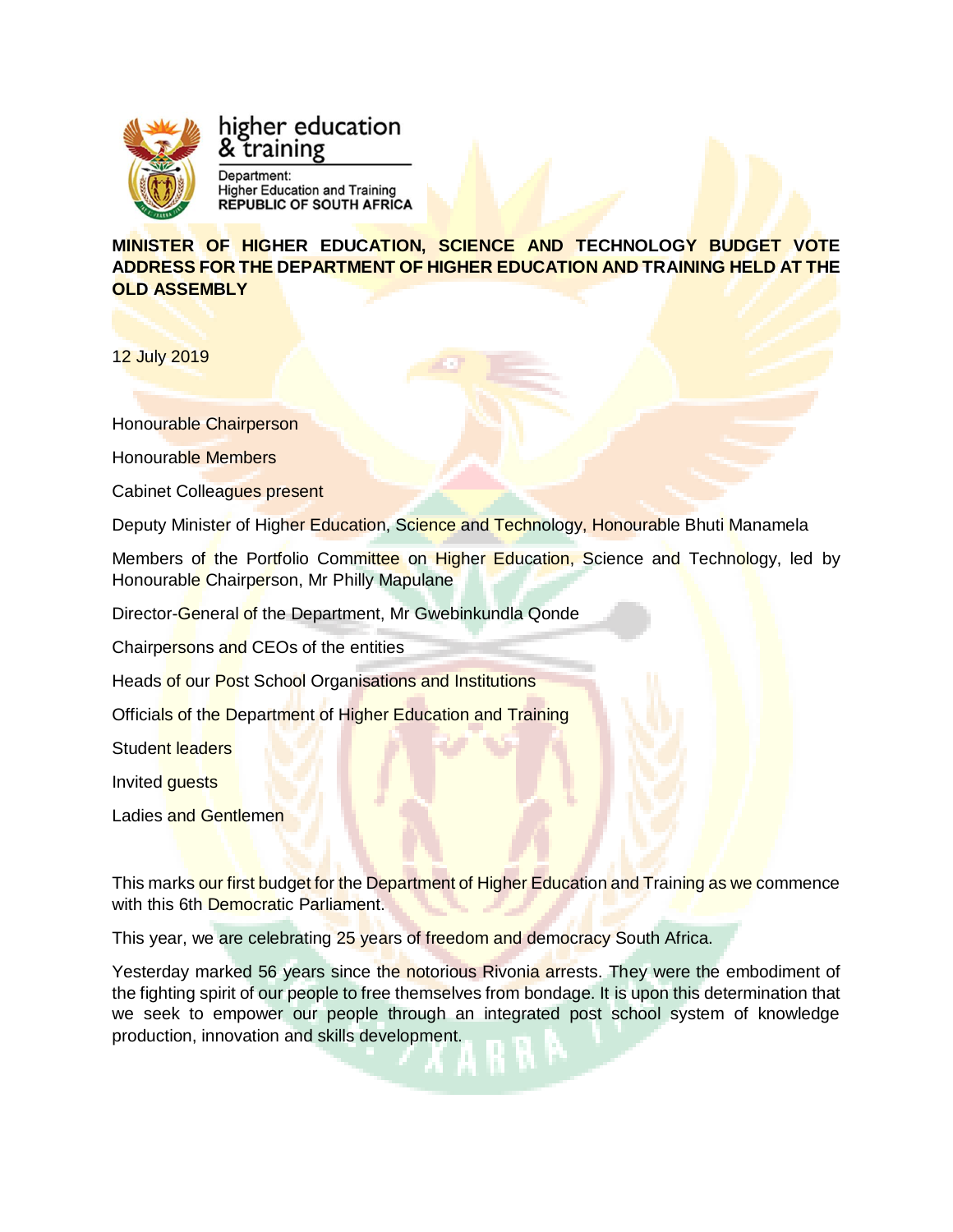higher education & training

Department:
Higher Education and Training
REPUBLIC OF SOUTH AFRICA

**MINISTER OF HIGHER EDUCATION, SCIENCE AND TECHNOLOGY BUDGET VOTE ADDRESS FOR THE DEPARTMENT OF HIGHER EDUCATION AND TRAINING HELD AT THE OLD ASSEMBLY**

12 July 2019

Honourable Chairperson

Honourable Members

Cabinet Colleagues present

Deputy Minister of Higher Education, Science and Technology, Honourable Bhuti Manamela

Members of the Portfolio Committee on Higher Education, Science and Technology, led by Honourable Chairperson, Mr Philly Mapulane

Director-General of the Department, Mr Gwebinkundla Qonde

Chairpersons and CEOs of the entities

Heads of our Post School Organisations and Institutions

Officials of the Department of Higher Education and Training

Student leaders

Invited guests

Ladies and Gentlemen

This marks our first budget for the Department of Higher Education and Training as we commence with this 6th Democratic Parliament.

This year, we are celebrating 25 years of freedom and democracy South Africa.

Yesterday marked 56 years since the notorious Rivonia arrests. They were the embodiment of the fighting spirit of our people to free themselves from bondage. It is upon this determination that we seek to empower our people through an integrated post school system of knowledge production, innovation and skills development.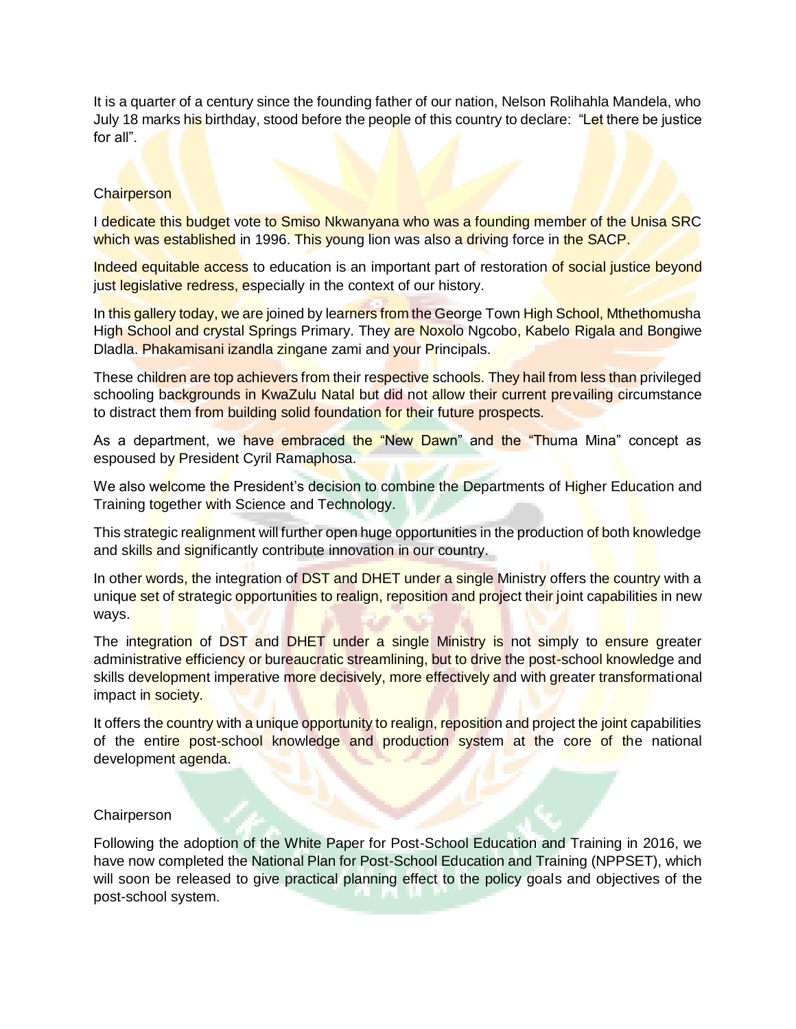It is a quarter of a century since the founding father of our nation, Nelson Rolihahla Mandela, who July 18 marks his birthday, stood before the people of this country to declare: "Let there be justice for all".

Chairperson

I dedicate this budget vote to Smiso Nkwanyana who was a founding member of the Unisa SRC which was established in 1996. This young lion was also a driving force in the SACP.

Indeed equitable access to education is an important part of restoration of social justice beyond just legislative redress, especially in the context of our history.

In this gallery today, we are joined by learners from the George Town High School, Mthethomusha High School and crystal Springs Primary. They are Noxolo Ngcobo, Kabelo Rigala and Bongiwe Dladla. Phakamisani izandla zingane zami and your Principals.

These children are top achievers from their respective schools. They hail from less than privileged schooling backgrounds in KwaZulu Natal but did not allow their current prevailing circumstance to distract them from building solid foundation for their future prospects.

As a department, we have embraced the "New Dawn" and the "Thuma Mina" concept as espoused by President Cyril Ramaphosa.

We also welcome the President's decision to combine the Departments of Higher Education and Training together with Science and Technology.

This strategic realignment will further open huge opportunities in the production of both knowledge and skills and significantly contribute innovation in our country.

In other words, the integration of DST and DHET under a single Ministry offers the country with a unique set of strategic opportunities to realign, reposition and project their joint capabilities in new ways.

The integration of DST and DHET under a single Ministry is not simply to ensure greater administrative efficiency or bureaucratic streamlining, but to drive the post-school knowledge and skills development imperative more decisively, more effectively and with greater transformational impact in society.

It offers the country with a unique opportunity to realign, reposition and project the joint capabilities of the entire post-school knowledge and production system at the core of the national development agenda.

Chairperson

Following the adoption of the White Paper for Post-School Education and Training in 2016, we have now completed the National Plan for Post-School Education and Training (NPPSET), which will soon be released to give practical planning effect to the policy goals and objectives of the post-school system.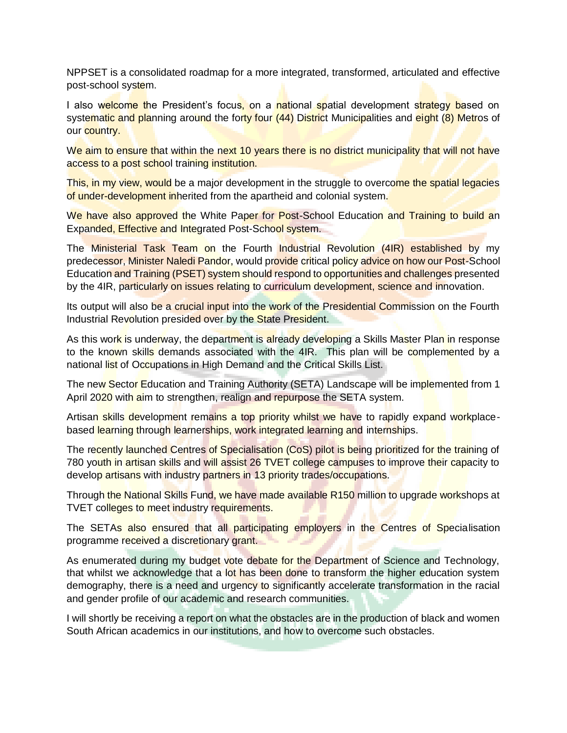NPPSET is a consolidated roadmap for a more integrated, transformed, articulated and effective post-school system.

I also welcome the President's focus, on a national spatial development strategy based on systematic and planning around the forty four (44) District Municipalities and eight (8) Metros of our country.

We aim to ensure that within the next 10 years there is no district municipality that will not have access to a post school training institution.

This, in my view, would be a major development in the struggle to overcome the spatial legacies of under-development inherited from the apartheid and colonial system.

We have also approved the White Paper for Post-School Education and Training to build an Expanded, Effective and Integrated Post-School system.

The Ministerial Task Team on the Fourth Industrial Revolution (4IR) established by my predecessor, Minister Naledi Pandor, would provide critical policy advice on how our Post-School Education and Training (PSET) system should respond to opportunities and challenges presented by the 4IR, particularly on issues relating to curriculum development, science and innovation.

Its output will also be a crucial input into the work of the Presidential Commission on the Fourth Industrial Revolution presided over by the State President.

As this work is underway, the department is already developing a Skills Master Plan in response to the known skills demands associated with the 4IR. This plan will be complemented by a national list of Occupations in High Demand and the Critical Skills List.

The new Sector Education and Training Authority (SETA) Landscape will be implemented from 1 April 2020 with aim to strengthen, realign and repurpose the SETA system.

Artisan skills development remains a top priority whilst we have to rapidly expand workplace-based learning through learnerships, work integrated learning and internships.

The recently launched Centres of Specialisation (CoS) pilot is being prioritized for the training of 780 youth in artisan skills and will assist 26 TVET college campuses to improve their capacity to develop artisans with industry partners in 13 priority trades/occupations.

Through the National Skills Fund, we have made available R150 million to upgrade workshops at TVET colleges to meet industry requirements.

The SETAs also ensured that all participating employers in the Centres of Specialisation programme received a discretionary grant.

As enumerated during my budget vote debate for the Department of Science and Technology, that whilst we acknowledge that a lot has been done to transform the higher education system demography, there is a need and urgency to significantly accelerate transformation in the racial and gender profile of our academic and research communities.

I will shortly be receiving a report on what the obstacles are in the production of black and women South African academics in our institutions, and how to overcome such obstacles.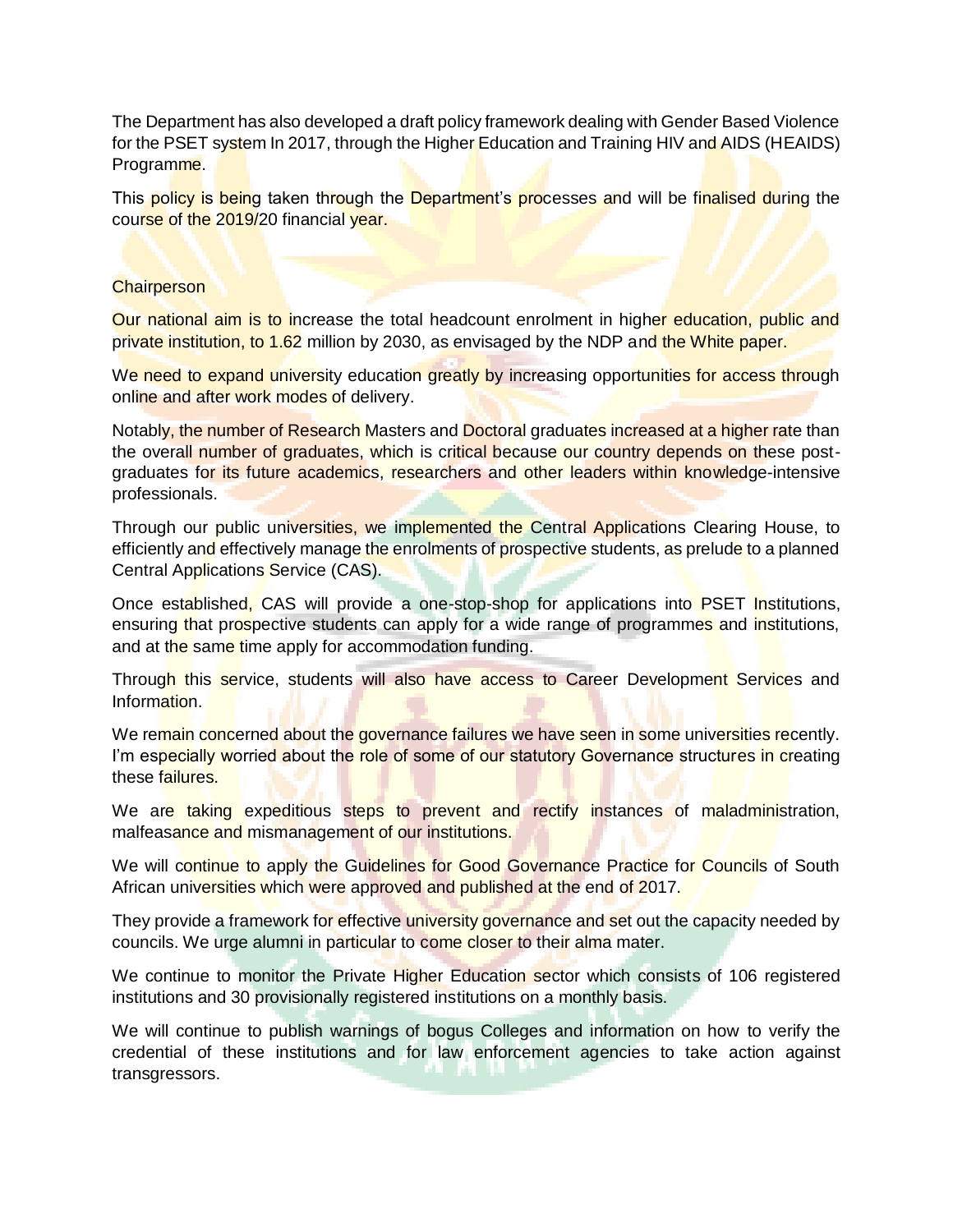The Department has also developed a draft policy framework dealing with Gender Based Violence for the PSET system In 2017, through the Higher Education and Training HIV and AIDS (HEAIDS) Programme.

This policy is being taken through the Department's processes and will be finalised during the course of the 2019/20 financial year.

Chairperson

Our national aim is to increase the total headcount enrolment in higher education, public and private institution, to 1.62 million by 2030, as envisaged by the NDP and the White paper.

We need to expand university education greatly by increasing opportunities for access through online and after work modes of delivery.

Notably, the number of Research Masters and Doctoral graduates increased at a higher rate than the overall number of graduates, which is critical because our country depends on these post-graduates for its future academics, researchers and other leaders within knowledge-intensive professionals.

Through our public universities, we implemented the Central Applications Clearing House, to efficiently and effectively manage the enrolments of prospective students, as prelude to a planned Central Applications Service (CAS).

Once established, CAS will provide a one-stop-shop for applications into PSET Institutions, ensuring that prospective students can apply for a wide range of programmes and institutions, and at the same time apply for accommodation funding.

Through this service, students will also have access to Career Development Services and Information.

We remain concerned about the governance failures we have seen in some universities recently. I'm especially worried about the role of some of our statutory Governance structures in creating these failures.

We are taking expeditious steps to prevent and rectify instances of maladministration, malfeasance and mismanagement of our institutions.

We will continue to apply the Guidelines for Good Governance Practice for Councils of South African universities which were approved and published at the end of 2017.

They provide a framework for effective university governance and set out the capacity needed by councils. We urge alumni in particular to come closer to their alma mater.

We continue to monitor the Private Higher Education sector which consists of 106 registered institutions and 30 provisionally registered institutions on a monthly basis.

We will continue to publish warnings of bogus Colleges and information on how to verify the credential of these institutions and for law enforcement agencies to take action against transgressors.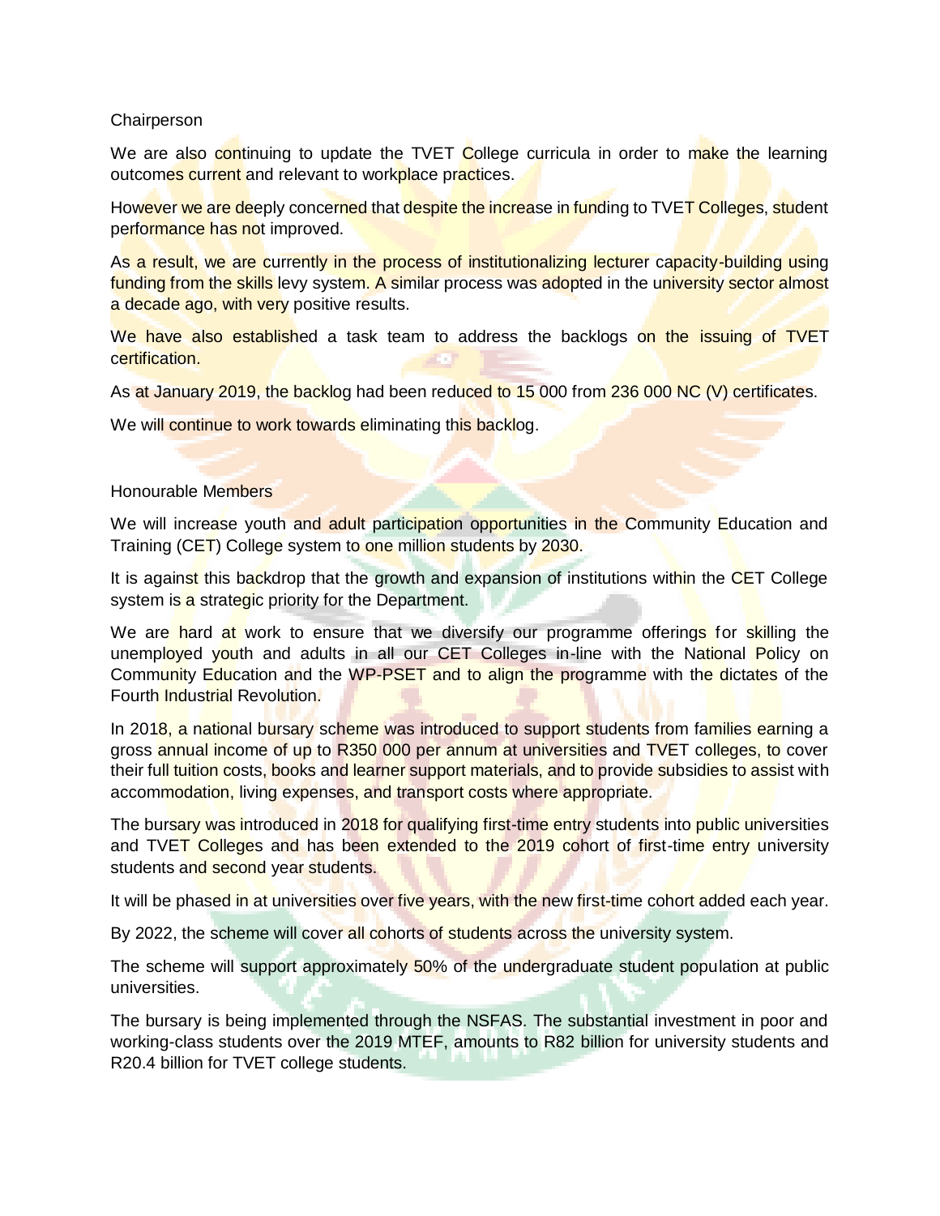Chairperson

We are also continuing to update the TVET College curricula in order to make the learning outcomes current and relevant to workplace practices.

However we are deeply concerned that despite the increase in funding to TVET Colleges, student performance has not improved.

As a result, we are currently in the process of institutionalizing lecturer capacity-building using funding from the skills levy system. A similar process was adopted in the university sector almost a decade ago, with very positive results.

We have also established a task team to address the backlogs on the issuing of TVET certification.

As at January 2019, the backlog had been reduced to 15 000 from 236 000 NC (V) certificates.

We will continue to work towards eliminating this backlog.

Honourable Members

We will increase youth and adult participation opportunities in the Community Education and Training (CET) College system to one million students by 2030.

It is against this backdrop that the growth and expansion of institutions within the CET College system is a strategic priority for the Department.

We are hard at work to ensure that we diversify our programme offerings for skilling the unemployed youth and adults in all our CET Colleges in-line with the National Policy on Community Education and the WP-PSET and to align the programme with the dictates of the Fourth Industrial Revolution.

In 2018, a national bursary scheme was introduced to support students from families earning a gross annual income of up to R350 000 per annum at universities and TVET colleges, to cover their full tuition costs, books and learner support materials, and to provide subsidies to assist with accommodation, living expenses, and transport costs where appropriate.

The bursary was introduced in 2018 for qualifying first-time entry students into public universities and TVET Colleges and has been extended to the 2019 cohort of first-time entry university students and second year students.

It will be phased in at universities over five years, with the new first-time cohort added each year.

By 2022, the scheme will cover all cohorts of students across the university system.

The scheme will support approximately 50% of the undergraduate student population at public universities.

The bursary is being implemented through the NSFAS. The substantial investment in poor and working-class students over the 2019 MTEF, amounts to R82 billion for university students and R20.4 billion for TVET college students.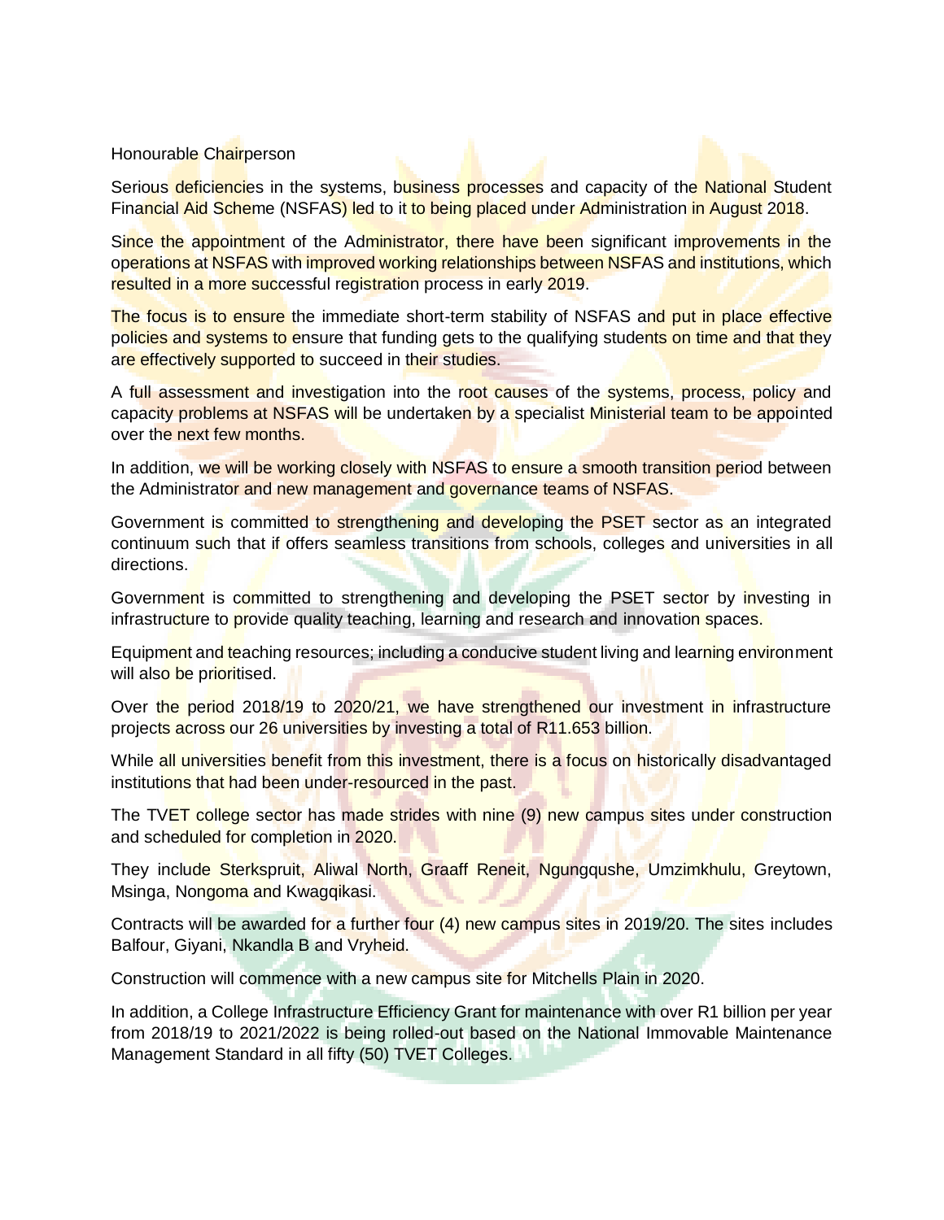Honourable Chairperson

Serious deficiencies in the systems, business processes and capacity of the National Student Financial Aid Scheme (NSFAS) led to it to being placed under Administration in August 2018.

Since the appointment of the Administrator, there have been significant improvements in the operations at NSFAS with improved working relationships between NSFAS and institutions, which resulted in a more successful registration process in early 2019.

The focus is to ensure the immediate short-term stability of NSFAS and put in place effective policies and systems to ensure that funding gets to the qualifying students on time and that they are effectively supported to succeed in their studies.

A full assessment and investigation into the root causes of the systems, process, policy and capacity problems at NSFAS will be undertaken by a specialist Ministerial team to be appointed over the next few months.

In addition, we will be working closely with NSFAS to ensure a smooth transition period between the Administrator and new management and governance teams of NSFAS.

Government is committed to strengthening and developing the PSET sector as an integrated continuum such that if offers seamless transitions from schools, colleges and universities in all directions.

Government is committed to strengthening and developing the PSET sector by investing in infrastructure to provide quality teaching, learning and research and innovation spaces.

Equipment and teaching resources; including a conducive student living and learning environment will also be prioritised.

Over the period 2018/19 to 2020/21, we have strengthened our investment in infrastructure projects across our 26 universities by investing a total of R11.653 billion.

While all universities benefit from this investment, there is a focus on historically disadvantaged institutions that had been under-resourced in the past.

The TVET college sector has made strides with nine (9) new campus sites under construction and scheduled for completion in 2020.

They include Sterkspruit, Aliwal North, Graaff Reneit, Ngungqushe, Umzimkhulu, Greytown, Msinga, Nongoma and Kwagqikasi.

Contracts will be awarded for a further four (4) new campus sites in 2019/20. The sites includes Balfour, Giyani, Nkandla B and Vryheid.

Construction will commence with a new campus site for Mitchells Plain in 2020.

In addition, a College Infrastructure Efficiency Grant for maintenance with over R1 billion per year from 2018/19 to 2021/2022 is being rolled-out based on the National Immovable Maintenance Management Standard in all fifty (50) TVET Colleges.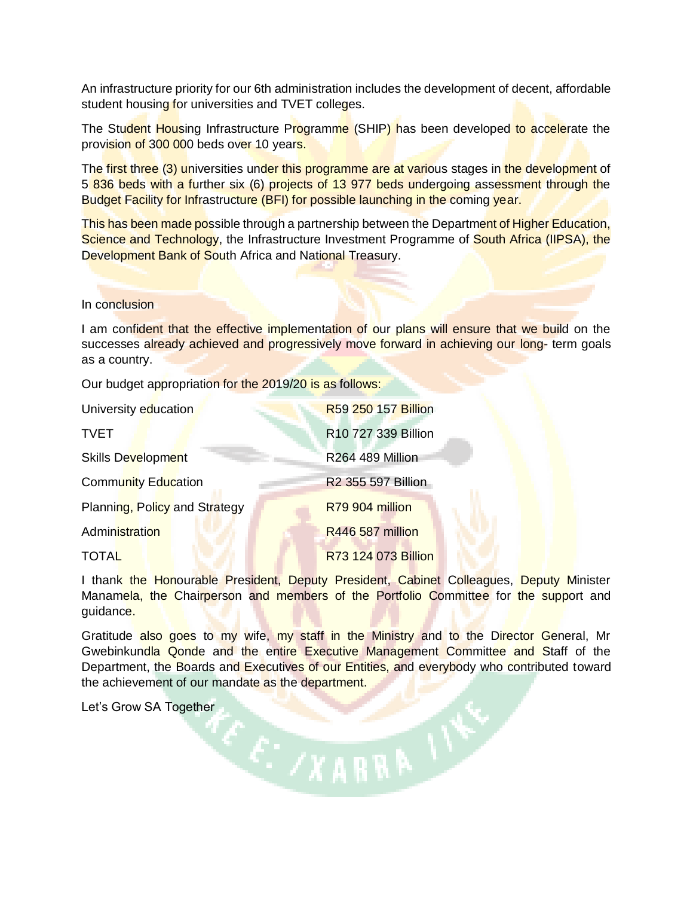An infrastructure priority for our 6th administration includes the development of decent, affordable student housing for universities and TVET colleges.

The Student Housing Infrastructure Programme (SHIP) has been developed to accelerate the provision of 300 000 beds over 10 years.

The first three (3) universities under this programme are at various stages in the development of 5 836 beds with a further six (6) projects of 13 977 beds undergoing assessment through the Budget Facility for Infrastructure (BFI) for possible launching in the coming year.

This has been made possible through a partnership between the Department of Higher Education, Science and Technology, the Infrastructure Investment Programme of South Africa (IIPSA), the Development Bank of South Africa and National Treasury.

In conclusion

I am confident that the effective implementation of our plans will ensure that we build on the successes already achieved and progressively move forward in achieving our long- term goals as a country.

Our budget appropriation for the 2019/20 is as follows:

| | |
|---|---|
| University education | R59 250 157 Billion |
| TVET | R10 727 339 Billion |
| Skills Development | R264 489 Million |
| Community Education | R2 355 597 Billion |
| Planning, Policy and Strategy | R79 904 million |
| Administration | R446 587 million |
| TOTAL | R73 124 073 Billion |

I thank the Honourable President, Deputy President, Cabinet Colleagues, Deputy Minister Manamela, the Chairperson and members of the Portfolio Committee for the support and guidance.

Gratitude also goes to my wife, my staff in the Ministry and to the Director General, Mr Gwebinkundla Qonde and the entire Executive Management Committee and Staff of the Department, the Boards and Executives of our Entities, and everybody who contributed toward the achievement of our mandate as the department.

Let's Grow SA Together